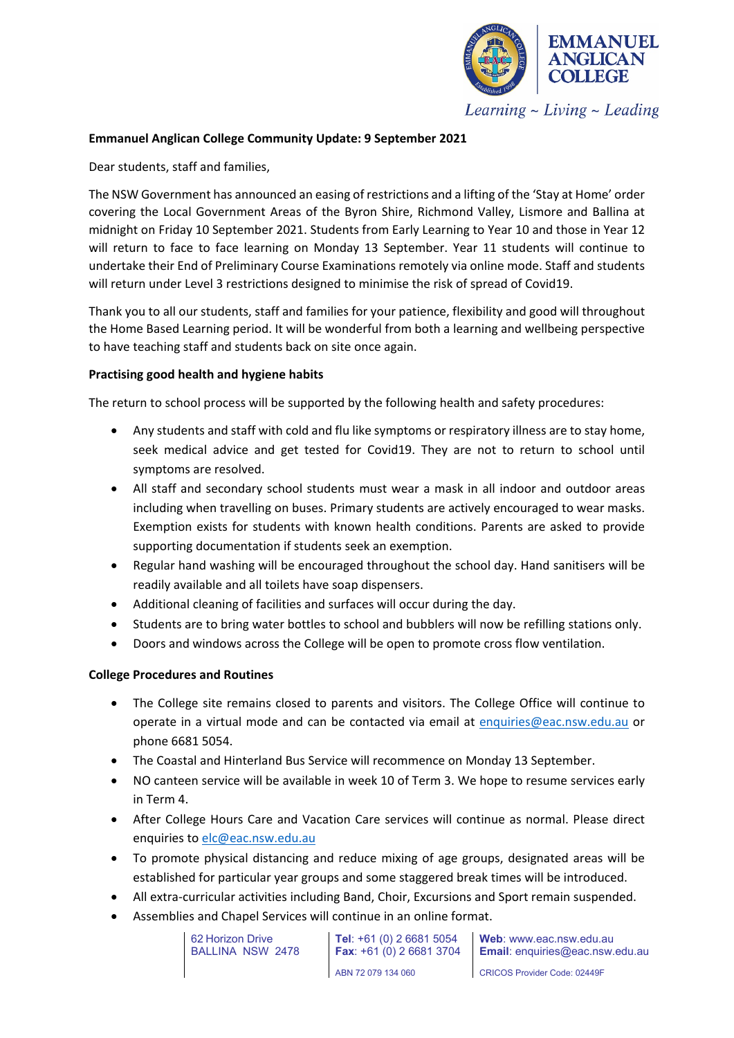**Emmanuel Anglican College Community Update: 9 September 2021**

Dear students, staff and families,

The NSW Government has announced an easing of restrictions and a lifting of the 'Stay at Home' order covering the Local Government Areas of the Byron Shire, Richmond Valley, Lismore and Ballina at midnight on Friday 10 September 2021. Students from Early Learning to Year 10 and those in Year 12 will return to face to face learning on Monday 13 September. Year 11 students will continue to undertake their End of Preliminary Course Examinations remotely via online mode. Staff and students will return under Level 3 restrictions designed to minimise the risk of spread of Covid19.

Thank you to all our students, staff and families for your patience, flexibility and good will throughout the Home Based Learning period. It will be wonderful from both a learning and wellbeing perspective to have teaching staff and students back on site once again.

**Practising good health and hygiene habits**

The return to school process will be supported by the following health and safety procedures:

- Any students and staff with cold and flu like symptoms or respiratory illness are to stay home, seek medical advice and get tested for Covid19. They are not to return to school until symptoms are resolved.
- All staff and secondary school students must wear a mask in all indoor and outdoor areas including when travelling on buses. Primary students are actively encouraged to wear masks. Exemption exists for students with known health conditions. Parents are asked to provide supporting documentation if students seek an exemption.
- Regular hand washing will be encouraged throughout the school day. Hand sanitisers will be readily available and all toilets have soap dispensers.
- Additional cleaning of facilities and surfaces will occur during the day.
- Students are to bring water bottles to school and bubblers will now be refilling stations only.
- Doors and windows across the College will be open to promote cross flow ventilation.

**College Procedures and Routines**

- The College site remains closed to parents and visitors. The College Office will continue to operate in a virtual mode and can be contacted via email at enquiries@eac.nsw.edu.au or phone 6681 5054.
- The Coastal and Hinterland Bus Service will recommence on Monday 13 September.
- NO canteen service will be available in week 10 of Term 3. We hope to resume services early in Term 4.
- After College Hours Care and Vacation Care services will continue as normal. Please direct enquiries to elc@eac.nsw.edu.au
- To promote physical distancing and reduce mixing of age groups, designated areas will be established for particular year groups and some staggered break times will be introduced.
- All extra-curricular activities including Band, Choir, Excursions and Sport remain suspended.
- Assemblies and Chapel Services will continue in an online format.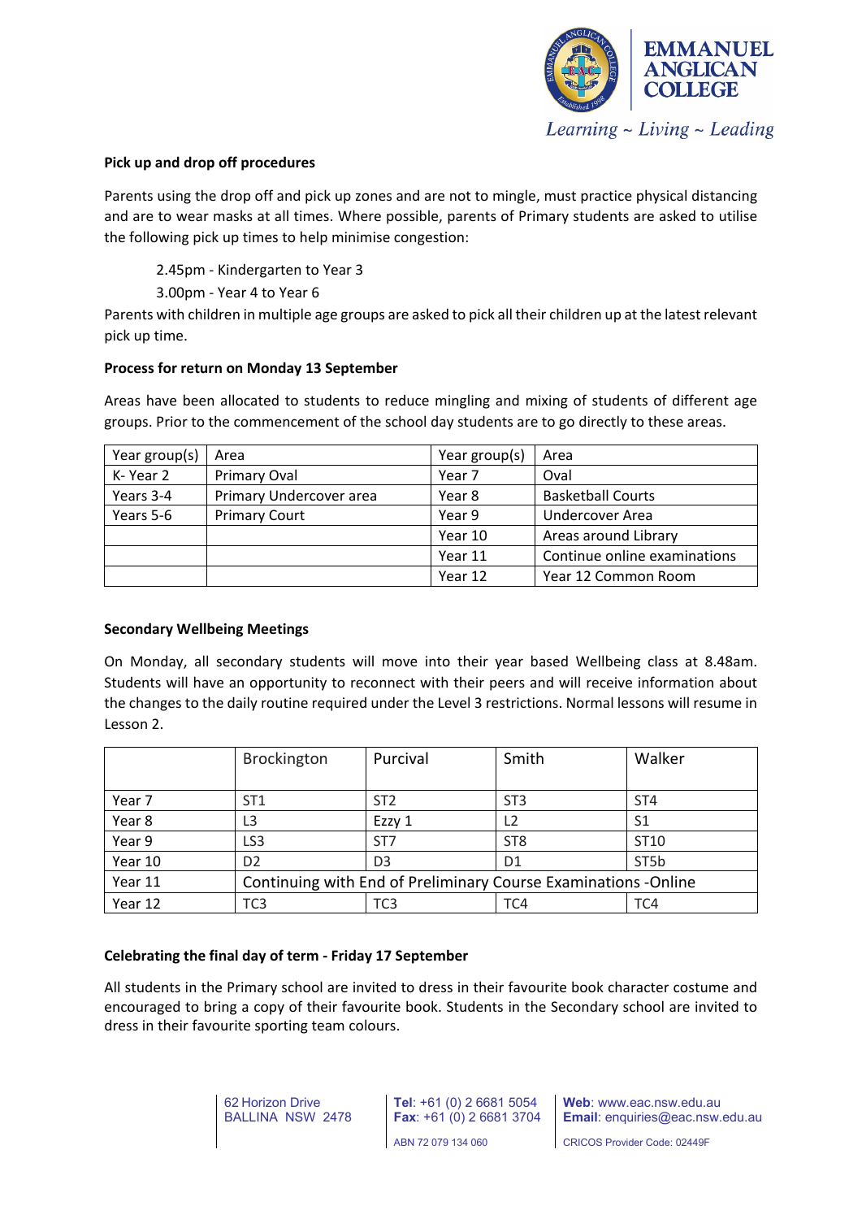**Pick up and drop off procedures**

Parents using the drop off and pick up zones and are not to mingle, must practice physical distancing and are to wear masks at all times. Where possible, parents of Primary students are asked to utilise the following pick up times to help minimise congestion:

2.45pm - Kindergarten to Year 3

3.00pm - Year 4 to Year 6

Parents with children in multiple age groups are asked to pick all their children up at the latest relevant pick up time.

**Process for return on Monday 13 September**

Areas have been allocated to students to reduce mingling and mixing of students of different age groups. Prior to the commencement of the school day students are to go directly to these areas.

| Year group(s) | Area | Year group(s) | Area |
|---|---|---|---|
| K- Year 2 | Primary Oval | Year 7 | Oval |
| Years 3-4 | Primary Undercover area | Year 8 | Basketball Courts |
| Years 5-6 | Primary Court | Year 9 | Undercover Area |
| | | Year 10 | Areas around Library |
| | | Year 11 | Continue online examinations |
| | | Year 12 | Year 12 Common Room |

**Secondary Wellbeing Meetings**

On Monday, all secondary students will move into their year based Wellbeing class at 8.48am. Students will have an opportunity to reconnect with their peers and will receive information about the changes to the daily routine required under the Level 3 restrictions. Normal lessons will resume in Lesson 2.

| | Brockington | Purcival | Smith | Walker |
|---|---|---|---|---|
| Year 7 | ST1 | ST2 | ST3 | ST4 |
| Year 8 | L3 | Ezzy 1 | L2 | S1 |
| Year 9 | LS3 | ST7 | ST8 | ST10 |
| Year 10 | D2 | D3 | D1 | ST5b |
| Year 11 | Continuing with End of Preliminary Course Examinations -Online | | | |
| Year 12 | TC3 | TC3 | TC4 | TC4 |

**Celebrating the final day of term - Friday 17 September**

All students in the Primary school are invited to dress in their favourite book character costume and encouraged to bring a copy of their favourite book. Students in the Secondary school are invited to dress in their favourite sporting team colours.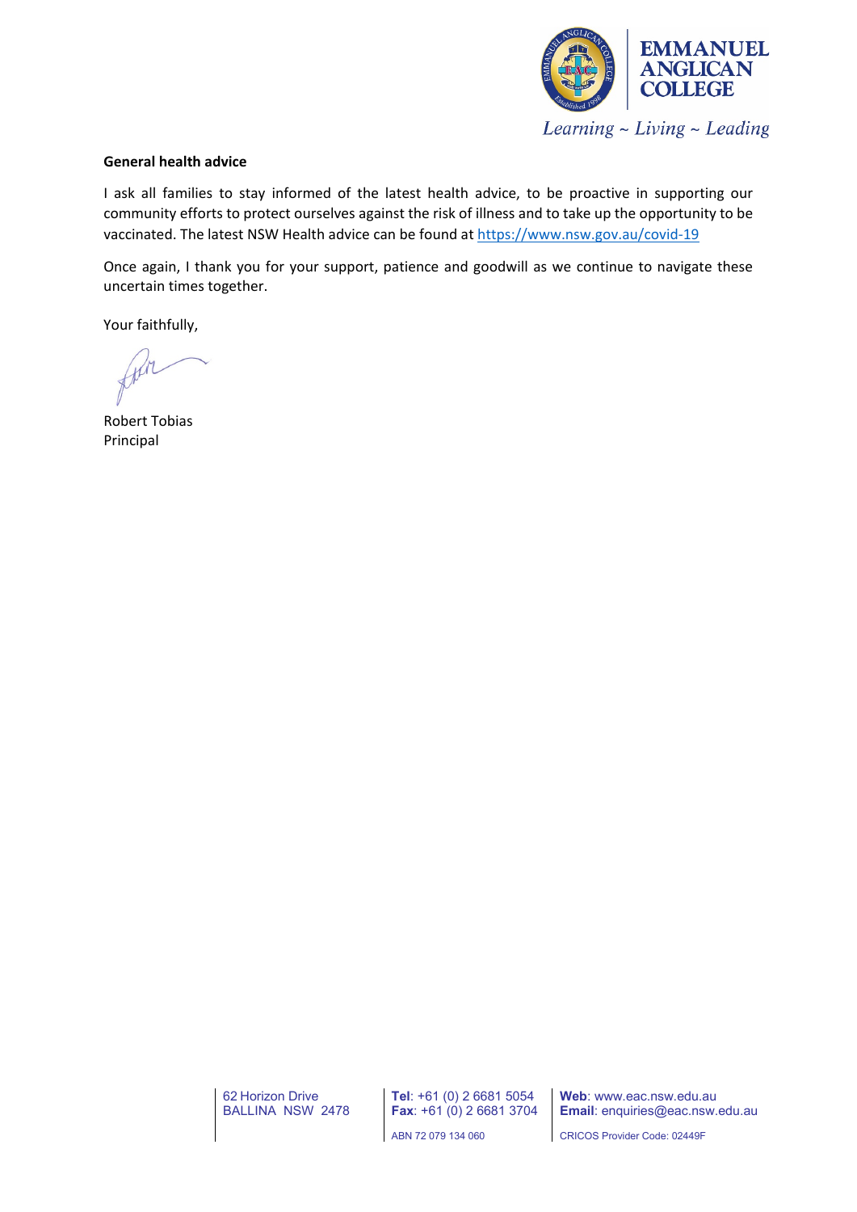**General health advice**

I ask all families to stay informed of the latest health advice, to be proactive in supporting our community efforts to protect ourselves against the risk of illness and to take up the opportunity to be vaccinated. The latest NSW Health advice can be found at https://www.nsw.gov.au/covid-19

Once again, I thank you for your support, patience and goodwill as we continue to navigate these uncertain times together.

Your faithfully,

Robert Tobias
Principal